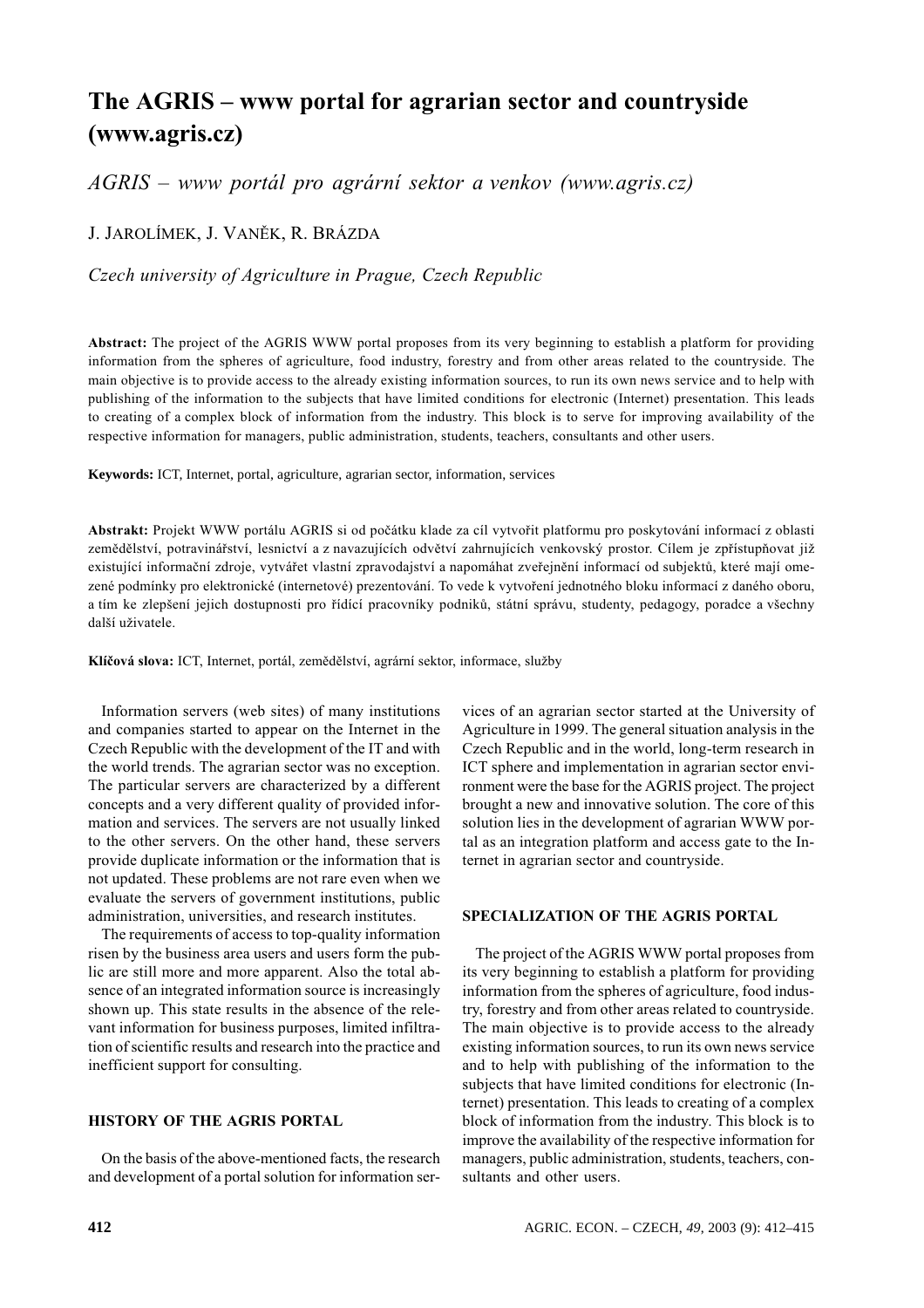# The AGRIS – www portal for agrarian sector and countryside (www.agris.cz)

*AGRIS – www portál pro agrární sektor a venkov (www.agris.cz)*

J. JAROLÍMEK, J. VANĚK, R. BRÁZDA

*Czech university of Agriculture in Prague, Czech Republic*

**Abstract:** The project of the AGRIS WWW portal proposes from its very beginning to establish a platform for providing information from the spheres of agriculture, food industry, forestry and from other areas related to the countryside. The main objective is to provide access to the already existing information sources, to run its own news service and to help with publishing of the information to the subjects that have limited conditions for electronic (Internet) presentation. This leads to creating of a complex block of information from the industry. This block is to serve for improving availability of the respective information for managers, public administration, students, teachers, consultants and other users.

**Keywords:** ICT, Internet, portal, agriculture, agrarian sector, information, services

**Abstrakt:** Projekt WWW portálu AGRIS si od počátku klade za cíl vytvořit platformu pro poskytování informací z oblasti zemědělství, potravinářství, lesnictví a z navazujících odvětví zahrnujících venkovský prostor. Cílem je zpřístupňovat již existující informační zdroje, vytvářet vlastní zpravodajství a napomáhat zveřejnění informací od subjektů, které mají omezené podmínky pro elektronické (internetové) prezentování. To vede k vytvoření jednotného bloku informací z daného oboru, a tím ke zlepšení jejich dostupnosti pro řídící pracovníky podniků, státní správu, studenty, pedagogy, poradce a všechny další uživatele.

**Klíčová slova:** ICT, Internet, portál, zemědělství, agrární sektor, informace, služby

Information servers (web sites) of many institutions and companies started to appear on the Internet in the Czech Republic with the development of the IT and with the world trends. The agrarian sector was no exception. The particular servers are characterized by a different concepts and a very different quality of provided information and services. The servers are not usually linked to the other servers. On the other hand, these servers provide duplicate information or the information that is not updated. These problems are not rare even when we evaluate the servers of government institutions, public administration, universities, and research institutes.

The requirements of access to top-quality information risen by the business area users and users form the public are still more and more apparent. Also the total absence of an integrated information source is increasingly shown up. This state results in the absence of the relevant information for business purposes, limited infiltration of scientific results and research into the practice and inefficient support for consulting.

## HISTORY OF THE AGRIS PORTAL

On the basis of the above-mentioned facts, the research and development of a portal solution for information services of an agrarian sector started at the University of Agriculture in 1999. The general situation analysis in the Czech Republic and in the world, long-term research in ICT sphere and implementation in agrarian sector environment were the base for the AGRIS project. The project brought a new and innovative solution. The core of this solution lies in the development of agrarian WWW portal as an integration platform and access gate to the Internet in agrarian sector and countryside.

## SPECIALIZATION OF THE AGRIS PORTAL

The project of the AGRIS WWW portal proposes from its very beginning to establish a platform for providing information from the spheres of agriculture, food industry, forestry and from other areas related to countryside. The main objective is to provide access to the already existing information sources, to run its own news service and to help with publishing of the information to the subjects that have limited conditions for electronic (Internet) presentation. This leads to creating of a complex block of information from the industry. This block is to improve the availability of the respective information for managers, public administration, students, teachers, consultants and other users.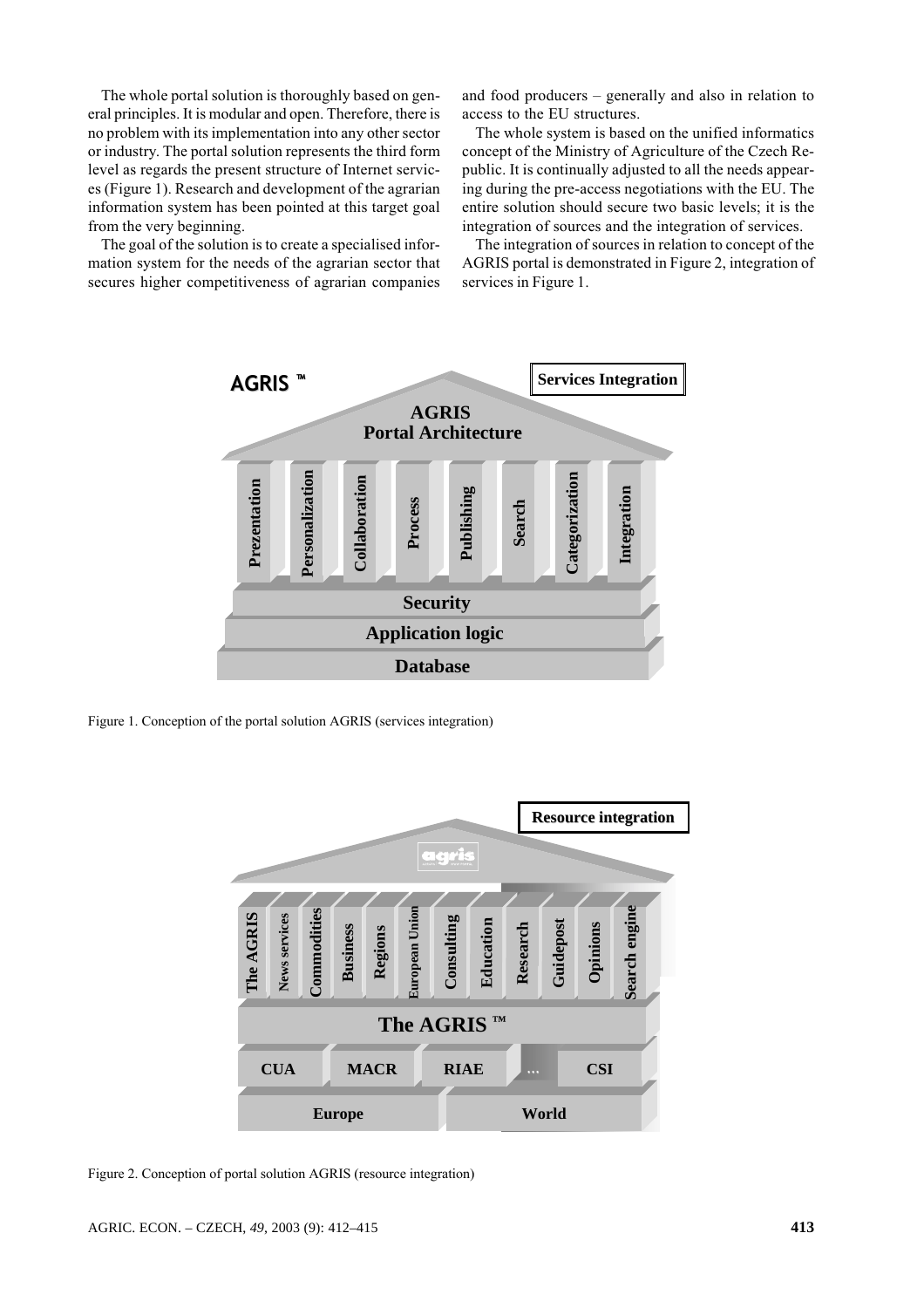The whole portal solution is thoroughly based on general principles. It is modular and open. Therefore, there is no problem with its implementation into any other sector or industry. The portal solution represents the third form level as regards the present structure of Internet services (Figure 1). Research and development of the agrarian information system has been pointed at this target goal from the very beginning.

The goal of the solution is to create a specialised information system for the needs of the agrarian sector that secures higher competitiveness of agrarian companies and food producers – generally and also in relation to access to the EU structures.

The whole system is based on the unified informatics concept of the Ministry of Agriculture of the Czech Republic. It is continually adjusted to all the needs appearing during the pre-access negotiations with the EU. The entire solution should secure two basic levels; it is the integration of sources and the integration of services.

The integration of sources in relation to concept of the AGRIS portal is demonstrated in Figure 2, integration of services in Figure 1.

Figure 1. Conception of the portal solution AGRIS (services integration)

Figure 2. Conception of portal solution AGRIS (resource integration)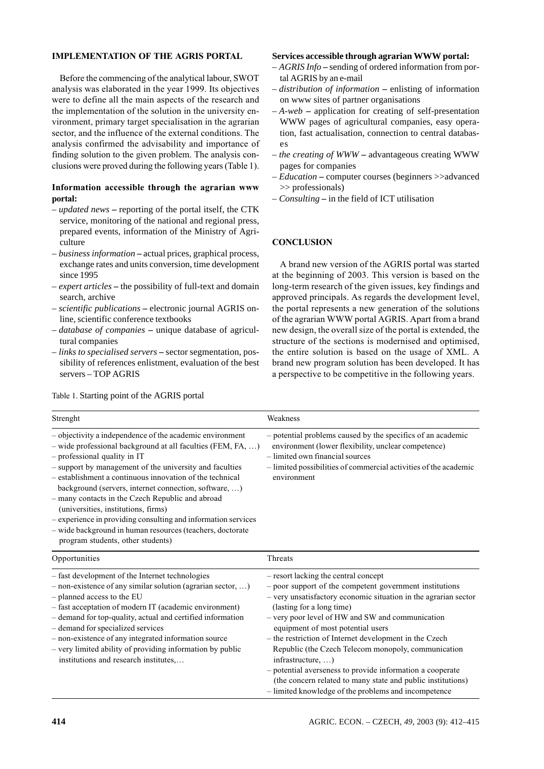## IMPLEMENTATION OF THE AGRIS PORTAL

Before the commencing of the analytical labour, SWOT analysis was elaborated in the year 1999. Its objectives were to define all the main aspects of the research and the implementation of the solution in the university environment, primary target specialisation in the agrarian sector, and the influence of the external conditions. The analysis confirmed the advisability and importance of finding solution to the given problem. The analysis conclusions were proved during the following years (Table 1).

**Information accessible through the agrarian www portal:**

- *updated news* **–** reporting of the portal itself, the CTK service, monitoring of the national and regional press, prepared events, information of the Ministry of Agriculture
- *business information* **–** actual prices, graphical process, exchange rates and units conversion, time development since 1995
- *expert articles* **–** the possibility of full-text and domain search, archive
- *scientific publications* **–** electronic journal AGRIS online, scientific conference textbooks
- *database of companies* **–** unique database of agricultural companies
- *links to specialised servers* **–** sector segmentation, possibility of references enlistment, evaluation of the best servers – TOP AGRIS

**Services accessible through agrarian WWW portal:**

- *AGRIS Info* **–** sending of ordered information from portal AGRIS by an e-mail
- *distribution of information* **–** enlisting of information on www sites of partner organisations
- *A-web* **–** application for creating of self-presentation WWW pages of agricultural companies, easy operation, fast actualisation, connection to central databases
- *the creating of WWW* **–** advantageous creating WWW pages for companies
- *Education* **–** computer courses (beginners >>advanced >> professionals)
- *Consulting* **–** in the field of ICT utilisation

## CONCLUSION

A brand new version of the AGRIS portal was started at the beginning of 2003. This version is based on the long-term research of the given issues, key findings and approved principals. As regards the development level, the portal represents a new generation of the solutions of the agrarian WWW portal AGRIS. Apart from a brand new design, the overall size of the portal is extended, the structure of the sections is modernised and optimised, the entire solution is based on the usage of XML. A brand new program solution has been developed. It has a perspective to be competitive in the following years.

Table 1. Starting point of the AGRIS portal

| Strenght | Weakness |
|---|---|
| – objectivity a independence of the academic environment<br>– wide professional background at all faculties (FEM, FA, …)<br>– professional quality in IT<br>– support by management of the university and faculties<br>– establishment a continuous innovation of the technical background (servers, internet connection, software, …)<br>– many contacts in the Czech Republic and abroad (universities, institutions, firms)<br>– experience in providing consulting and information services<br>– wide background in human resources (teachers, doctorate program students, other students) | – potential problems caused by the specifics of an academic environment (lower flexibility, unclear competence)<br>– limited own financial sources<br>– limited possibilities of commercial activities of the academic environment |
| **Opportunities** | **Threats** |
| – fast development of the Internet technologies<br>– non-existence of any similar solution (agrarian sector, …)<br>– planned access to the EU<br>– fast acceptation of modern IT (academic environment)<br>– demand for top-quality, actual and certified information<br>– demand for specialized services<br>– non-existence of any integrated information source<br>– very limited ability of providing information by public institutions and research institutes,… | – resort lacking the central concept<br>– poor support of the competent government institutions<br>– very unsatisfactory economic situation in the agrarian sector (lasting for a long time)<br>– very poor level of HW and SW and communication equipment of most potential users<br>– the restriction of Internet development in the Czech Republic (the Czech Telecom monopoly, communication infrastructure, …)<br>– potential averseness to provide information a cooperate (the concern related to many state and public institutions)<br>– limited knowledge of the problems and incompetence |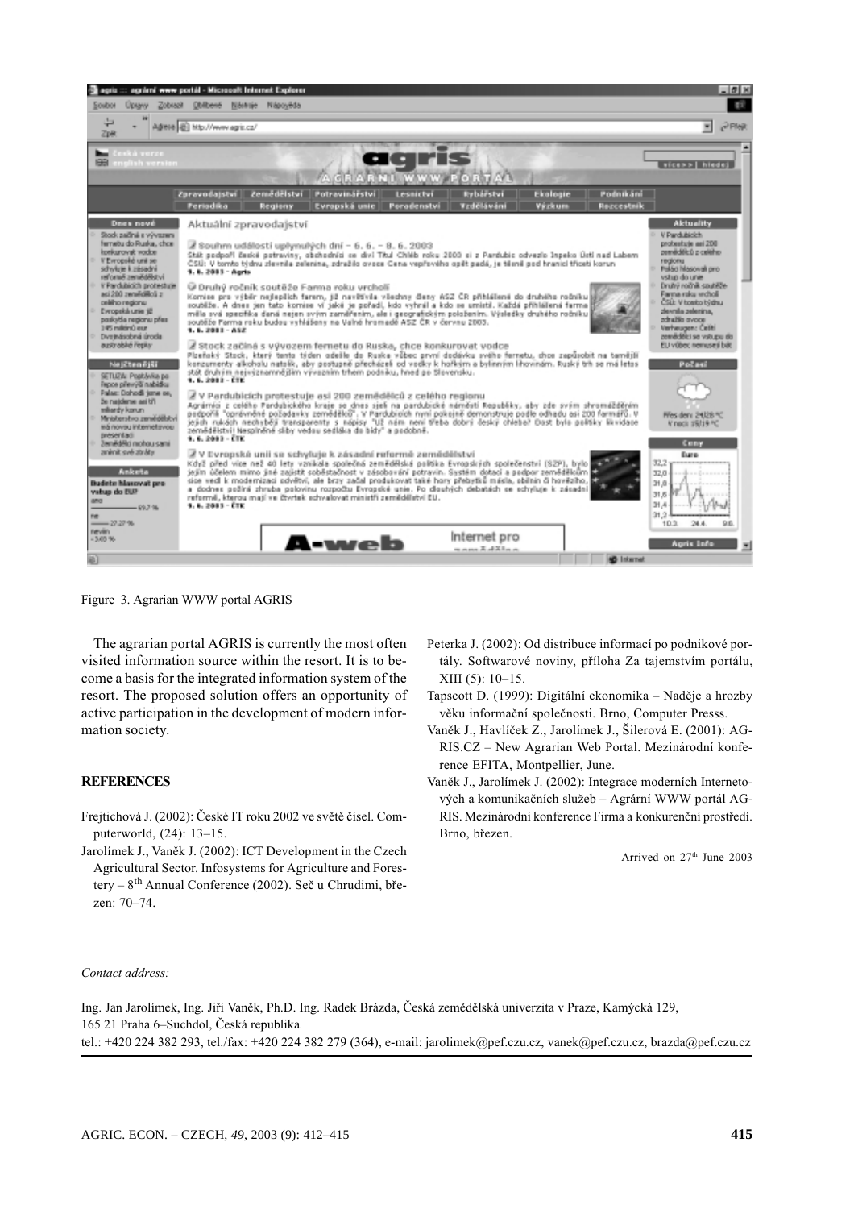Figure 3. Agrarian WWW portal AGRIS

The agrarian portal AGRIS is currently the most often visited information source within the resort. It is to become a basis for the integrated information system of the resort. The proposed solution offers an opportunity of active participation in the development of modern information society.

## REFERENCES

Frejtichová J. (2002): České IT roku 2002 ve světě čísel. Computerworld, (24): 13–15.

Jarolímek J., Vaněk J. (2002): ICT Development in the Czech Agricultural Sector. Infosystems for Agriculture and Forestery – 8th Annual Conference (2002). Seč u Chrudimi, březen: 70–74.

Peterka J. (2002): Od distribuce informací po podnikové portály. Softwarové noviny, příloha Za tajemstvím portálu, XIII (5): 10–15.

Tapscott D. (1999): Digitální ekonomika – Naděje a hrozby věku informační společnosti. Brno, Computer Presss.

Vaněk J., Havlíček Z., Jarolímek J., Šilerová E. (2001): AGRIS.CZ – New Agrarian Web Portal. Mezinárodní konference EFITA, Montpellier, June.

Vaněk J., Jarolímek J. (2002): Integrace moderních Internetových a komunikačních služeb – Agrární WWW portál AGRIS. Mezinárodní konference Firma a konkurenční prostředí. Brno, březen.

Arrived on 27th June 2003

*Contact address:*

Ing. Jan Jarolímek, Ing. Jiří Vaněk, Ph.D. Ing. Radek Brázda, Česká zemědělská univerzita v Praze, Kamýcká 129, 165 21 Praha 6–Suchdol, Česká republika
tel.: +420 224 382 293, tel./fax: +420 224 382 279 (364), e-mail: jarolimek@pef.czu.cz, vanek@pef.czu.cz, brazda@pef.czu.cz